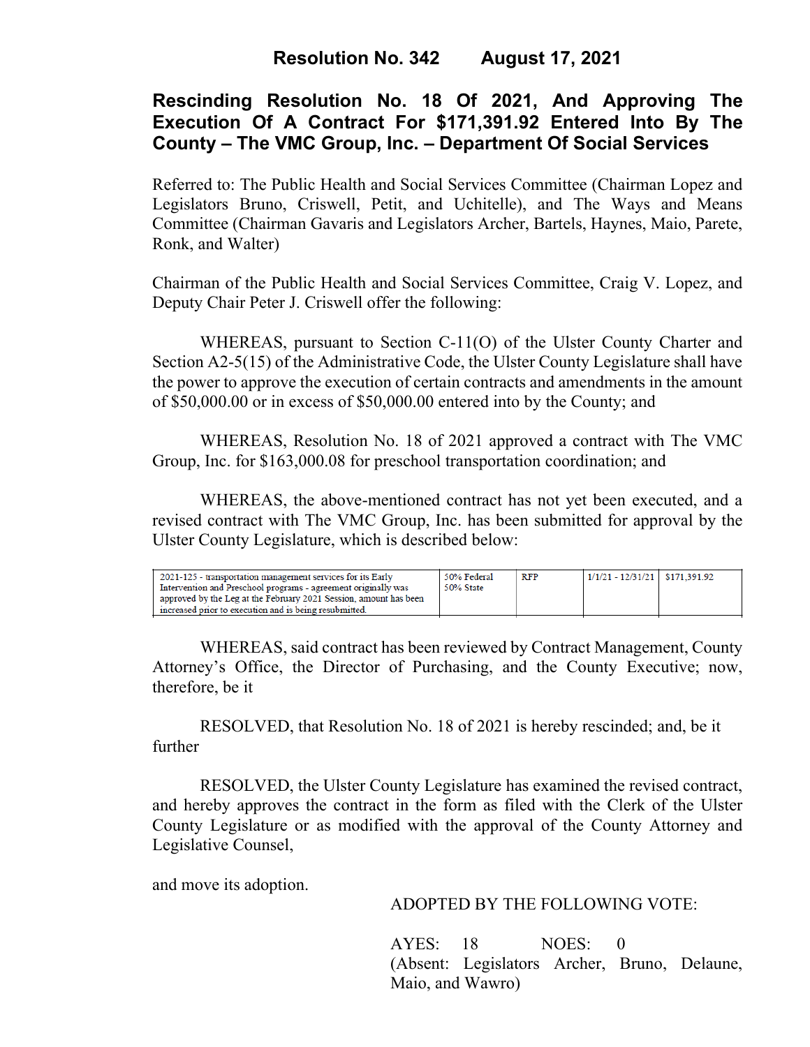# Resolution No. 342 August 17, 2021

## Rescinding Resolution No. 18 Of 2021, And Approving The Execution Of A Contract For $171,391.92 Entered Into By The County – The VMC Group, Inc. – Department Of Social Services

Referred to: The Public Health and Social Services Committee (Chairman Lopez and Legislators Bruno, Criswell, Petit, and Uchitelle), and The Ways and Means Committee (Chairman Gavaris and Legislators Archer, Bartels, Haynes, Maio, Parete, Ronk, and Walter)

Chairman of the Public Health and Social Services Committee, Craig V. Lopez, and Deputy Chair Peter J. Criswell offer the following:

WHEREAS, pursuant to Section C-11(O) of the Ulster County Charter and Section A2-5(15) of the Administrative Code, the Ulster County Legislature shall have the power to approve the execution of certain contracts and amendments in the amount of $50,000.00 or in excess of $50,000.00 entered into by the County; and

WHEREAS, Resolution No. 18 of 2021 approved a contract with The VMC Group, Inc. for $163,000.08 for preschool transportation coordination; and

WHEREAS, the above-mentioned contract has not yet been executed, and a revised contract with The VMC Group, Inc. has been submitted for approval by the Ulster County Legislature, which is described below:

| | | | | |
|---|---|---|---|---|
| 2021-125 - transportation management services for its Early Intervention and Preschool programs - agreement originally was approved by the Leg at the February 2021 Session, amount has been increased prior to execution and is being resubmitted. | 50% Federal 50% State | RFP | 1/1/21 - 12/31/21 | $171,391.92 |

WHEREAS, said contract has been reviewed by Contract Management, County Attorney's Office, the Director of Purchasing, and the County Executive; now, therefore, be it

RESOLVED, that Resolution No. 18 of 2021 is hereby rescinded; and, be it further

RESOLVED, the Ulster County Legislature has examined the revised contract, and hereby approves the contract in the form as filed with the Clerk of the Ulster County Legislature or as modified with the approval of the County Attorney and Legislative Counsel,

and move its adoption.

ADOPTED BY THE FOLLOWING VOTE:

AYES: 18 NOES: 0
(Absent: Legislators Archer, Bruno, Delaune, Maio, and Wawro)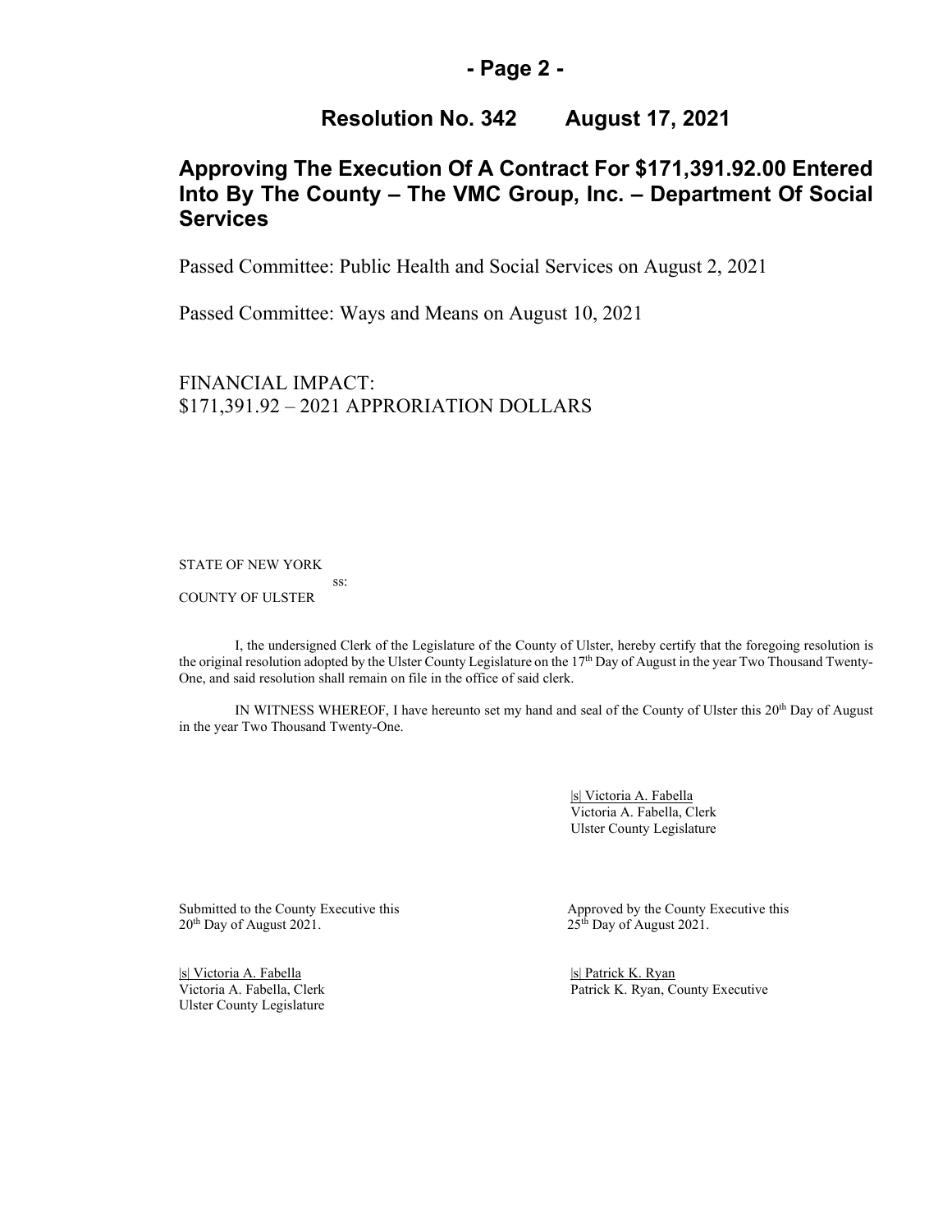## Resolution No. 342 August 17, 2021

## Approving The Execution Of A Contract For $171,391.92.00 Entered Into By The County – The VMC Group, Inc. – Department Of Social Services

Passed Committee: Public Health and Social Services on August 2, 2021

Passed Committee: Ways and Means on August 10, 2021

FINANCIAL IMPACT:
$171,391.92 – 2021 APPRORIATION DOLLARS

STATE OF NEW YORK
ss:
COUNTY OF ULSTER

I, the undersigned Clerk of the Legislature of the County of Ulster, hereby certify that the foregoing resolution is the original resolution adopted by the Ulster County Legislature on the 17th Day of August in the year Two Thousand Twenty-One, and said resolution shall remain on file in the office of said clerk.

IN WITNESS WHEREOF, I have hereunto set my hand and seal of the County of Ulster this 20th Day of August in the year Two Thousand Twenty-One.

|s| Victoria A. Fabella
Victoria A. Fabella, Clerk
Ulster County Legislature

Submitted to the County Executive this
20th Day of August 2021.

|s| Victoria A. Fabella
Victoria A. Fabella, Clerk
Ulster County Legislature

Approved by the County Executive this
25th Day of August 2021.

|s| Patrick K. Ryan
Patrick K. Ryan, County Executive